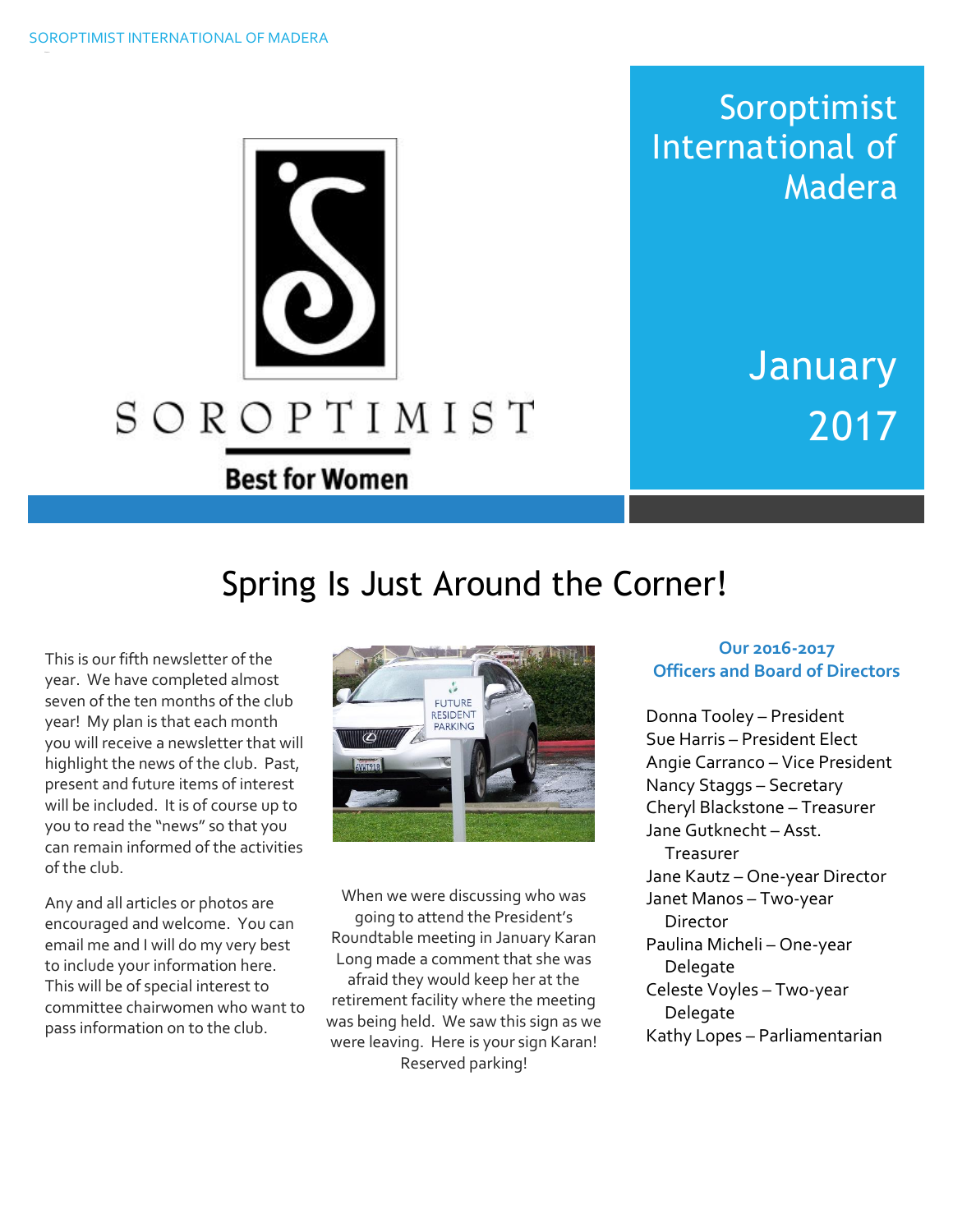# Soroptimist International of Madera

SOROPTIMIST

**Best for Women**

January 2017

## Spring Is Just Around the Corner!

This is our fifth newsletter of the year. We have completed almost seven of the ten months of the club year! My plan is that each month you will receive a newsletter that will highlight the news of the club. Past, present and future items of interest will be included. It is of course up to you to read the "news" so that you can remain informed of the activities of the club.

Any and all articles or photos are encouraged and welcome. You can email me and I will do my very best to include your information here. This will be of special interest to committee chairwomen who want to pass information on to the club.

When we were discussing who was going to attend the President's Roundtable meeting in January Karan Long made a comment that she was afraid they would keep her at the retirement facility where the meeting was being held. We saw this sign as we were leaving. Here is your sign Karan! Reserved parking!

### Our 2016-2017 Officers and Board of Directors

Donna Tooley – President
Sue Harris – President Elect
Angie Carranco – Vice President
Nancy Staggs – Secretary
Cheryl Blackstone – Treasurer
Jane Gutknecht – Asst. Treasurer
Jane Kautz – One-year Director
Janet Manos – Two-year Director
Paulina Micheli – One-year Delegate
Celeste Voyles – Two-year Delegate
Kathy Lopes – Parliamentarian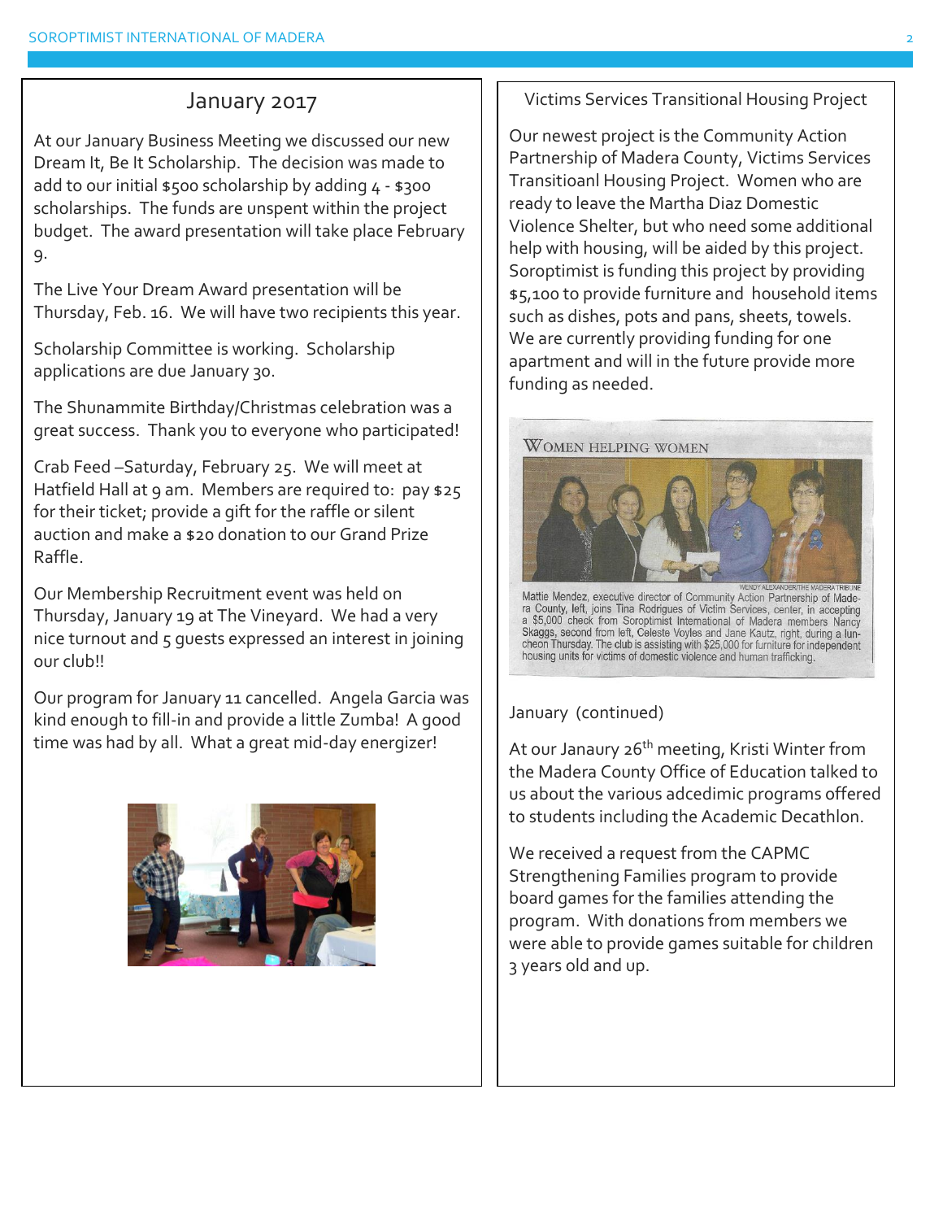## January 2017

At our January Business Meeting we discussed our new Dream It, Be It Scholarship. The decision was made to add to our initial $500 scholarship by adding 4 - $300 scholarships. The funds are unspent within the project budget. The award presentation will take place February 9.

The Live Your Dream Award presentation will be Thursday, Feb. 16. We will have two recipients this year.

Scholarship Committee is working. Scholarship applications are due January 30.

The Shunammite Birthday/Christmas celebration was a great success. Thank you to everyone who participated!

Crab Feed –Saturday, February 25. We will meet at Hatfield Hall at 9 am. Members are required to: pay $25 for their ticket; provide a gift for the raffle or silent auction and make a $20 donation to our Grand Prize Raffle.

Our Membership Recruitment event was held on Thursday, January 19 at The Vineyard. We had a very nice turnout and 5 guests expressed an interest in joining our club!!

Our program for January 11 cancelled. Angela Garcia was kind enough to fill-in and provide a little Zumba! A good time was had by all. What a great mid-day energizer!

## Victims Services Transitional Housing Project

Our newest project is the Community Action Partnership of Madera County, Victims Services Transitioanl Housing Project. Women who are ready to leave the Martha Diaz Domestic Violence Shelter, but who need some additional help with housing, will be aided by this project. Soroptimist is funding this project by providing $5,100 to provide furniture and household items such as dishes, pots and pans, sheets, towels. We are currently providing funding for one apartment and will in the future provide more funding as needed.

WOMEN HELPING WOMEN

WENDY ALEXANDER/THE MADERA TRIBUNE

Mattie Mendez, executive director of Community Action Partnership of Madera County, left, joins Tina Rodrigues of Victim Services, center, in accepting a $5,000 check from Soroptimist International of Madera members Nancy Skaggs, second from left, Celeste Voyles and Jane Kautz, right, during a luncheon Thursday. The club is assisting with $25,000 for furniture for independent housing units for victims of domestic violence and human trafficking.

## January (continued)

At our Janaury 26th meeting, Kristi Winter from the Madera County Office of Education talked to us about the various adcedimic programs offered to students including the Academic Decathlon.

We received a request from the CAPMC Strengthening Families program to provide board games for the families attending the program. With donations from members we were able to provide games suitable for children 3 years old and up.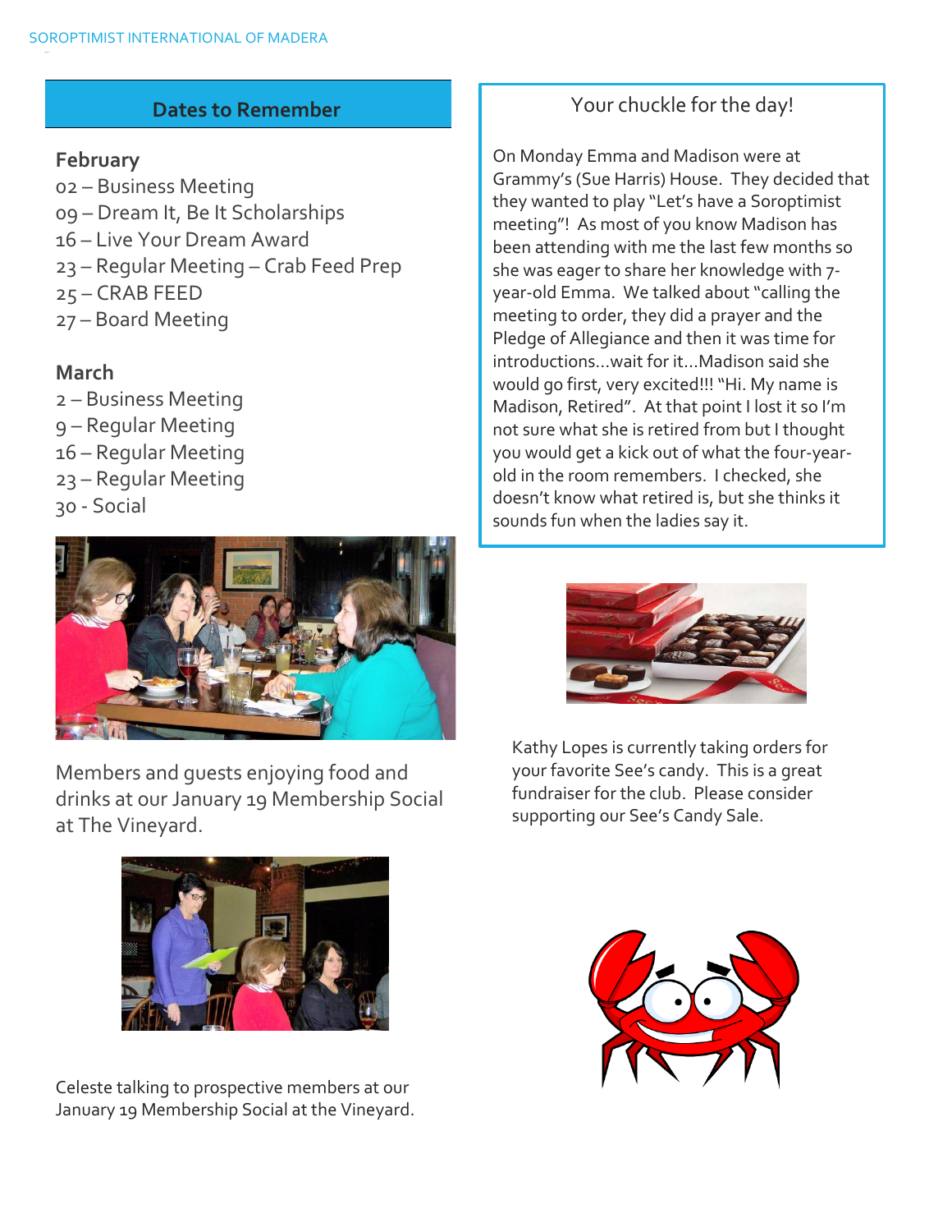## Dates to Remember

**February**

02 – Business Meeting
09 – Dream It, Be It Scholarships
16 – Live Your Dream Award
23 – Regular Meeting – Crab Feed Prep
25 – CRAB FEED
27 – Board Meeting

**March**

2 – Business Meeting
9 – Regular Meeting
16 – Regular Meeting
23 – Regular Meeting
30 - Social

Members and guests enjoying food and drinks at our January 19 Membership Social at The Vineyard.

Celeste talking to prospective members at our January 19 Membership Social at the Vineyard.

## Your chuckle for the day!

On Monday Emma and Madison were at Grammy's (Sue Harris) House. They decided that they wanted to play "Let's have a Soroptimist meeting"! As most of you know Madison has been attending with me the last few months so she was eager to share her knowledge with 7-year-old Emma. We talked about "calling the meeting to order, they did a prayer and the Pledge of Allegiance and then it was time for introductions…wait for it…Madison said she would go first, very excited!!! "Hi. My name is Madison, Retired". At that point I lost it so I'm not sure what she is retired from but I thought you would get a kick out of what the four-year-old in the room remembers. I checked, she doesn't know what retired is, but she thinks it sounds fun when the ladies say it.

Kathy Lopes is currently taking orders for your favorite See's candy. This is a great fundraiser for the club. Please consider supporting our See's Candy Sale.